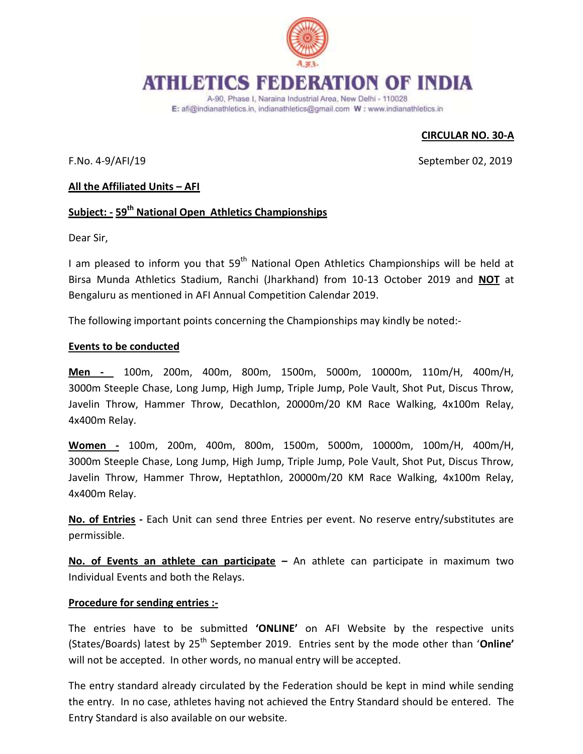# ATHLETICS FEDERATION OF INDIA

A-90, Phase I, Naraina Industrial Area, New Delhi - 110028
E: afi@indianathletics.in, indianathletics@gmail.com W : www.indianathletics.in

**CIRCULAR NO. 30-A**

F.No. 4-9/AFI/19 September 02, 2019

**All the Affiliated Units – AFI**

**Subject: - 59th National Open Athletics Championships**

Dear Sir,

I am pleased to inform you that 59th National Open Athletics Championships will be held at Birsa Munda Athletics Stadium, Ranchi (Jharkhand) from 10-13 October 2019 and **NOT** at Bengaluru as mentioned in AFI Annual Competition Calendar 2019.

The following important points concerning the Championships may kindly be noted:-

**Events to be conducted**

**Men -** 100m, 200m, 400m, 800m, 1500m, 5000m, 10000m, 110m/H, 400m/H, 3000m Steeple Chase, Long Jump, High Jump, Triple Jump, Pole Vault, Shot Put, Discus Throw, Javelin Throw, Hammer Throw, Decathlon, 20000m/20 KM Race Walking, 4x100m Relay, 4x400m Relay.

**Women -** 100m, 200m, 400m, 800m, 1500m, 5000m, 10000m, 100m/H, 400m/H, 3000m Steeple Chase, Long Jump, High Jump, Triple Jump, Pole Vault, Shot Put, Discus Throw, Javelin Throw, Hammer Throw, Heptathlon, 20000m/20 KM Race Walking, 4x100m Relay, 4x400m Relay.

**No. of Entries -** Each Unit can send three Entries per event. No reserve entry/substitutes are permissible.

**No. of Events an athlete can participate –** An athlete can participate in maximum two Individual Events and both the Relays.

**Procedure for sending entries :-**

The entries have to be submitted **'ONLINE'** on AFI Website by the respective units (States/Boards) latest by 25th September 2019. Entries sent by the mode other than '**Online'** will not be accepted. In other words, no manual entry will be accepted.

The entry standard already circulated by the Federation should be kept in mind while sending the entry. In no case, athletes having not achieved the Entry Standard should be entered. The Entry Standard is also available on our website.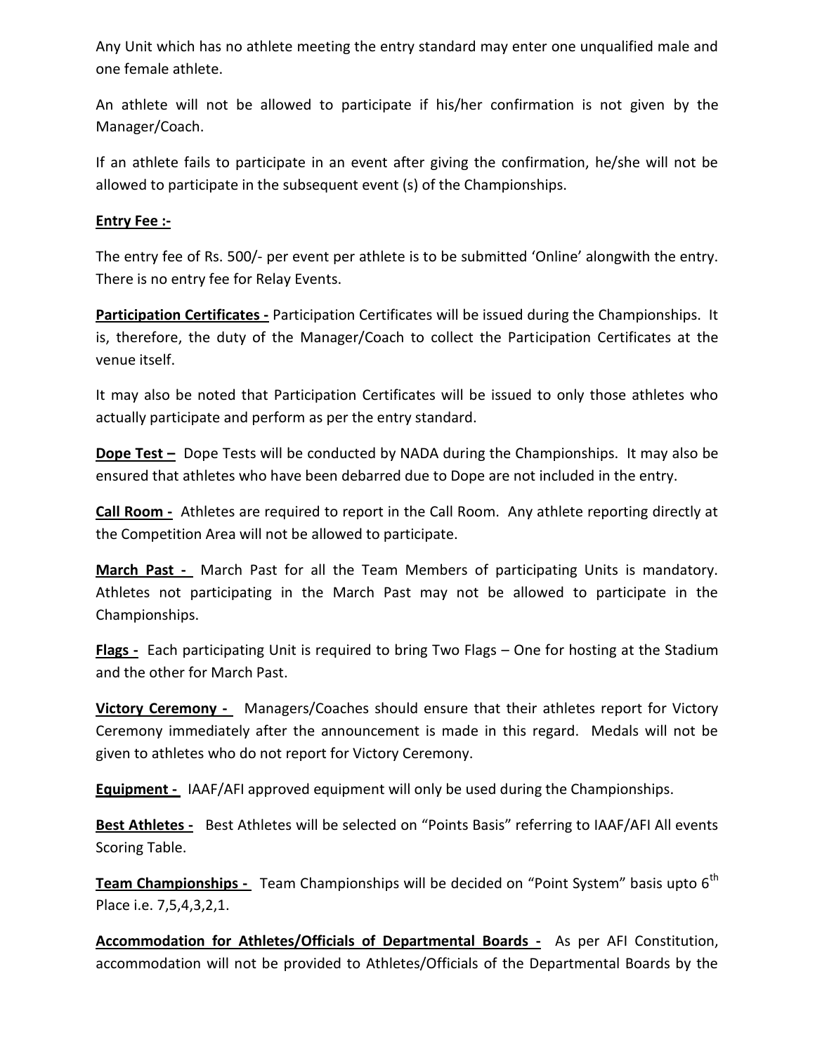Any Unit which has no athlete meeting the entry standard may enter one unqualified male and one female athlete.

An athlete will not be allowed to participate if his/her confirmation is not given by the Manager/Coach.

If an athlete fails to participate in an event after giving the confirmation, he/she will not be allowed to participate in the subsequent event (s) of the Championships.

**Entry Fee :-**

The entry fee of Rs. 500/- per event per athlete is to be submitted 'Online' alongwith the entry. There is no entry fee for Relay Events.

**Participation Certificates -** Participation Certificates will be issued during the Championships. It is, therefore, the duty of the Manager/Coach to collect the Participation Certificates at the venue itself.

It may also be noted that Participation Certificates will be issued to only those athletes who actually participate and perform as per the entry standard.

**Dope Test –** Dope Tests will be conducted by NADA during the Championships. It may also be ensured that athletes who have been debarred due to Dope are not included in the entry.

**Call Room -** Athletes are required to report in the Call Room. Any athlete reporting directly at the Competition Area will not be allowed to participate.

**March Past -** March Past for all the Team Members of participating Units is mandatory. Athletes not participating in the March Past may not be allowed to participate in the Championships.

**Flags -** Each participating Unit is required to bring Two Flags – One for hosting at the Stadium and the other for March Past.

**Victory Ceremony -** Managers/Coaches should ensure that their athletes report for Victory Ceremony immediately after the announcement is made in this regard. Medals will not be given to athletes who do not report for Victory Ceremony.

**Equipment -** IAAF/AFI approved equipment will only be used during the Championships.

**Best Athletes -** Best Athletes will be selected on "Points Basis" referring to IAAF/AFI All events Scoring Table.

**Team Championships -** Team Championships will be decided on "Point System" basis upto 6th Place i.e. 7,5,4,3,2,1.

**Accommodation for Athletes/Officials of Departmental Boards -** As per AFI Constitution, accommodation will not be provided to Athletes/Officials of the Departmental Boards by the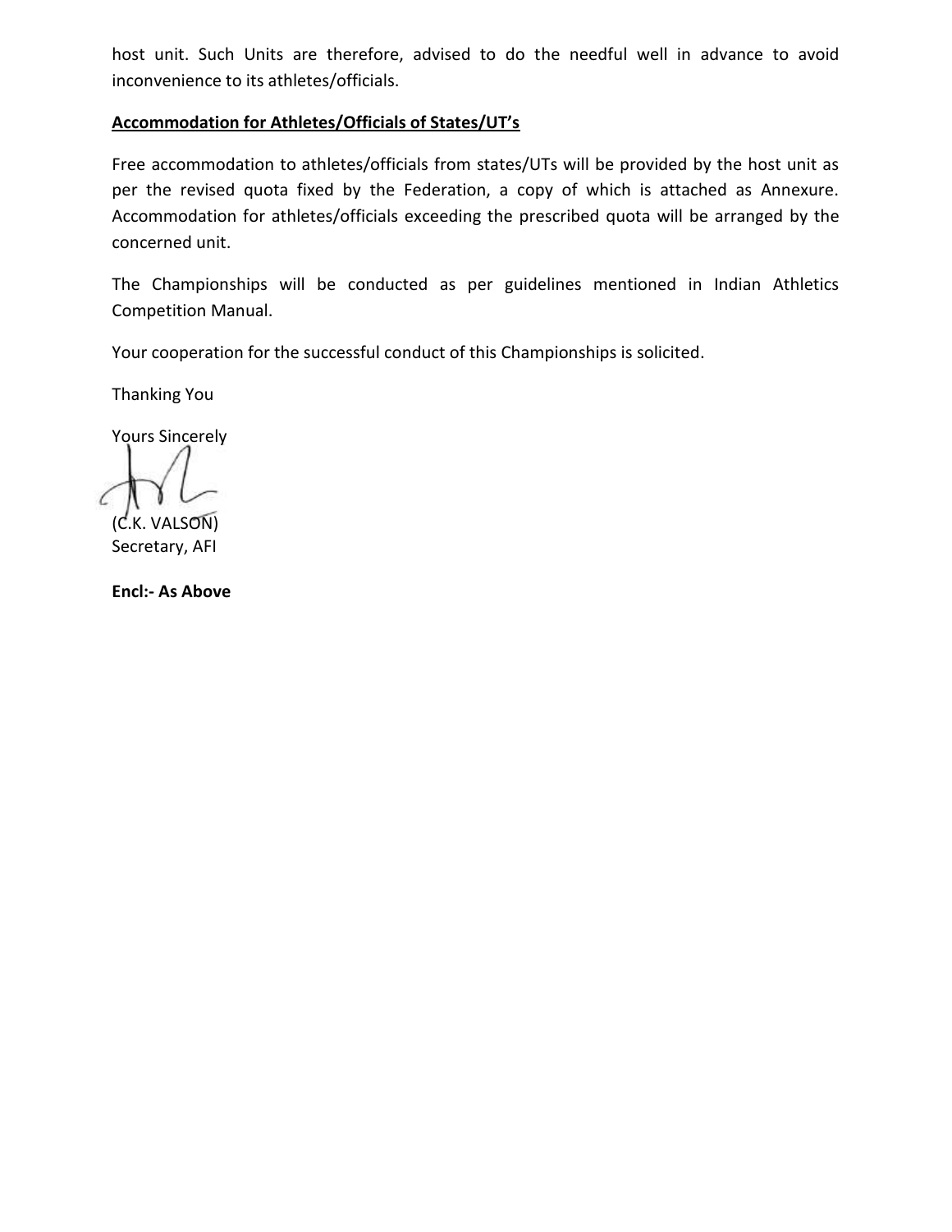host unit. Such Units are therefore, advised to do the needful well in advance to avoid inconvenience to its athletes/officials.

**Accommodation for Athletes/Officials of States/UT's**

Free accommodation to athletes/officials from states/UTs will be provided by the host unit as per the revised quota fixed by the Federation, a copy of which is attached as Annexure. Accommodation for athletes/officials exceeding the prescribed quota will be arranged by the concerned unit.

The Championships will be conducted as per guidelines mentioned in Indian Athletics Competition Manual.

Your cooperation for the successful conduct of this Championships is solicited.

Thanking You

Yours Sincerely

(C.K. VALSON)
Secretary, AFI

**Encl:- As Above**